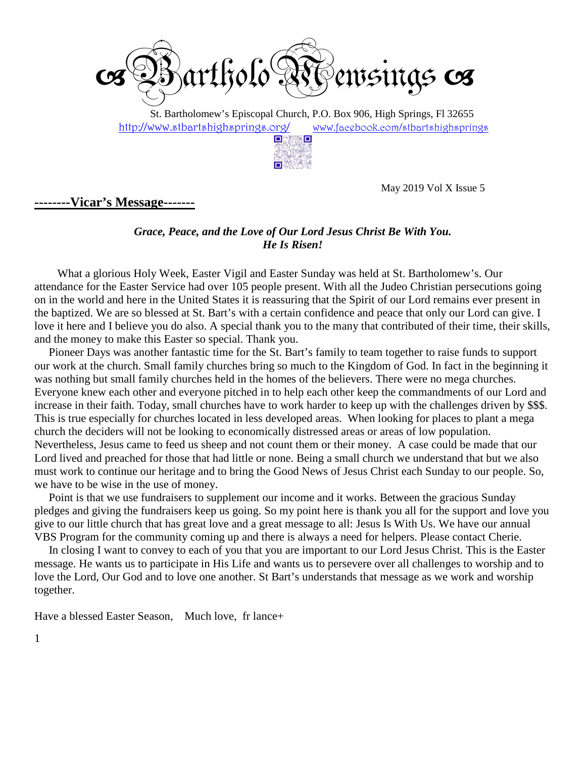# ෴ BartholoMewsings ෴

St. Bartholomew's Episcopal Church, P.O. Box 906, High Springs, Fl 32655
http://www.stbartshighsprings.org/ www.facebook.com/stbartshighsprings

May 2019 Vol X Issue 5

## --------Vicar's Message-------

***Grace, Peace, and the Love of Our Lord Jesus Christ Be With You.***
***He Is Risen!***

What a glorious Holy Week, Easter Vigil and Easter Sunday was held at St. Bartholomew's. Our attendance for the Easter Service had over 105 people present. With all the Judeo Christian persecutions going on in the world and here in the United States it is reassuring that the Spirit of our Lord remains ever present in the baptized. We are so blessed at St. Bart's with a certain confidence and peace that only our Lord can give. I love it here and I believe you do also. A special thank you to the many that contributed of their time, their skills, and the money to make this Easter so special. Thank you.

Pioneer Days was another fantastic time for the St. Bart's family to team together to raise funds to support our work at the church. Small family churches bring so much to the Kingdom of God. In fact in the beginning it was nothing but small family churches held in the homes of the believers. There were no mega churches. Everyone knew each other and everyone pitched in to help each other keep the commandments of our Lord and increase in their faith. Today, small churches have to work harder to keep up with the challenges driven by $$$. This is true especially for churches located in less developed areas. When looking for places to plant a mega church the deciders will not be looking to economically distressed areas or areas of low population. Nevertheless, Jesus came to feed us sheep and not count them or their money. A case could be made that our Lord lived and preached for those that had little or none. Being a small church we understand that but we also must work to continue our heritage and to bring the Good News of Jesus Christ each Sunday to our people. So, we have to be wise in the use of money.

Point is that we use fundraisers to supplement our income and it works. Between the gracious Sunday pledges and giving the fundraisers keep us going. So my point here is thank you all for the support and love you give to our little church that has great love and a great message to all: Jesus Is With Us. We have our annual VBS Program for the community coming up and there is always a need for helpers. Please contact Cherie.

In closing I want to convey to each of you that you are important to our Lord Jesus Christ. This is the Easter message. He wants us to participate in His Life and wants us to persevere over all challenges to worship and to love the Lord, Our God and to love one another. St Bart's understands that message as we work and worship together.

Have a blessed Easter Season, Much love, fr lance+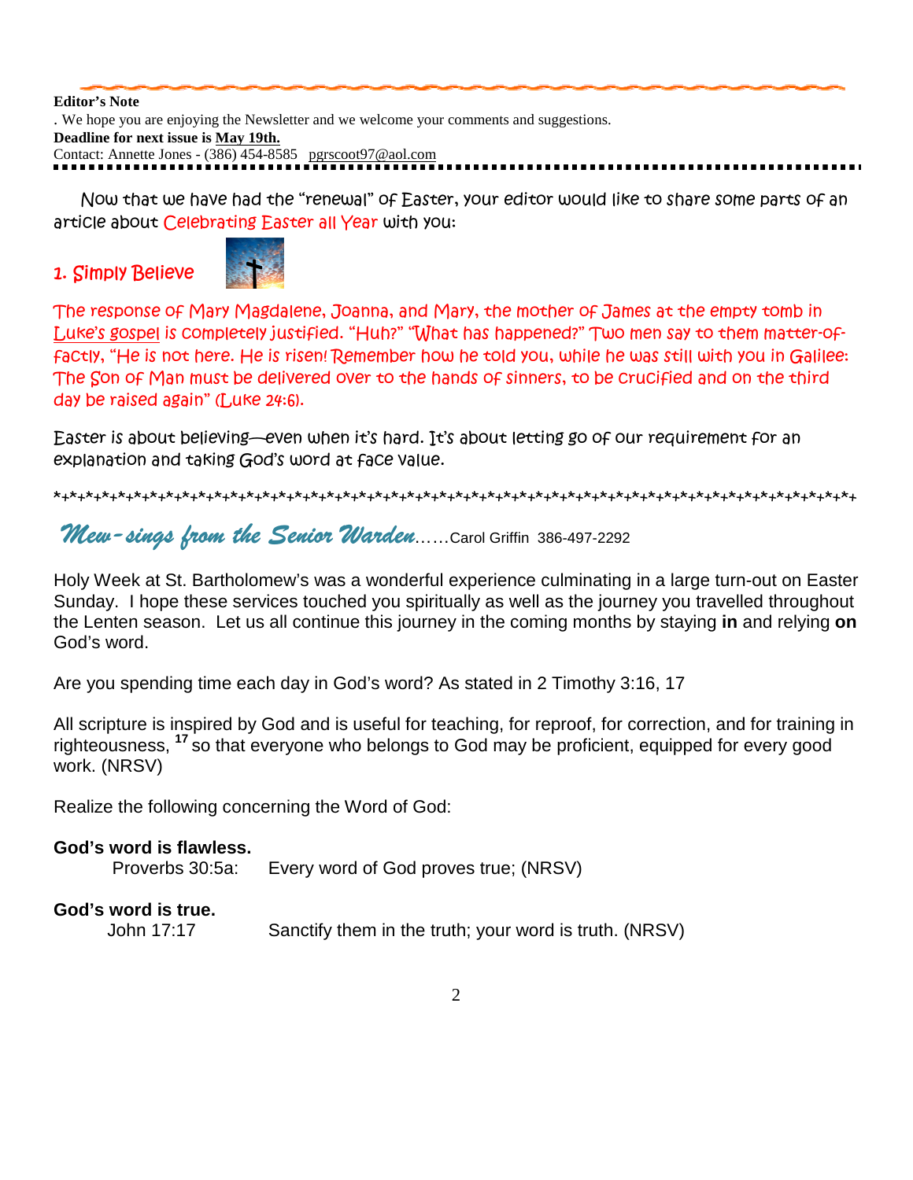**Editor's Note**

. We hope you are enjoying the Newsletter and we welcome your comments and suggestions.

**Deadline for next issue is May 19th.**

Contact: Annette Jones - (386) 454-8585 pgrscoot97@aol.com

Now that we have had the "renewal" of Easter, your editor would like to share some parts of an article about Celebrating Easter all Year with you:

## 1. Simply Believe

The response of Mary Magdalene, Joanna, and Mary, the mother of James at the empty tomb in Luke's gospel is completely justified. "Huh?" "What has happened?" Two men say to them matter-of-factly, "He is not here. He is risen! Remember how he told you, while he was still with you in Galilee: The Son of Man must be delivered over to the hands of sinners, to be crucified and on the third day be raised again" (Luke 24:6).

Easter is about believing—even when it's hard. It's about letting go of our requirement for an explanation and taking God's word at face value.

*+*+*+*+*+*+*+*+*+*+*+*+*+*+*+*+*+*+*+*+*+*+*+*+*+*+*+*+*+*+*+*+*+*+*+*+*+*+*+*+*+*+*+*+*+*+*+

## *Mew-sings from the Senior Warden*……Carol Griffin 386-497-2292

Holy Week at St. Bartholomew's was a wonderful experience culminating in a large turn-out on Easter Sunday. I hope these services touched you spiritually as well as the journey you travelled throughout the Lenten season. Let us all continue this journey in the coming months by staying **in** and relying **on** God's word.

Are you spending time each day in God's word? As stated in 2 Timothy 3:16, 17

All scripture is inspired by God and is useful for teaching, for reproof, for correction, and for training in righteousness, [17] so that everyone who belongs to God may be proficient, equipped for every good work. (NRSV)

Realize the following concerning the Word of God:

**God's word is flawless.**

Proverbs 30:5a: Every word of God proves true; (NRSV)

**God's word is true.**

John 17:17 Sanctify them in the truth; your word is truth. (NRSV)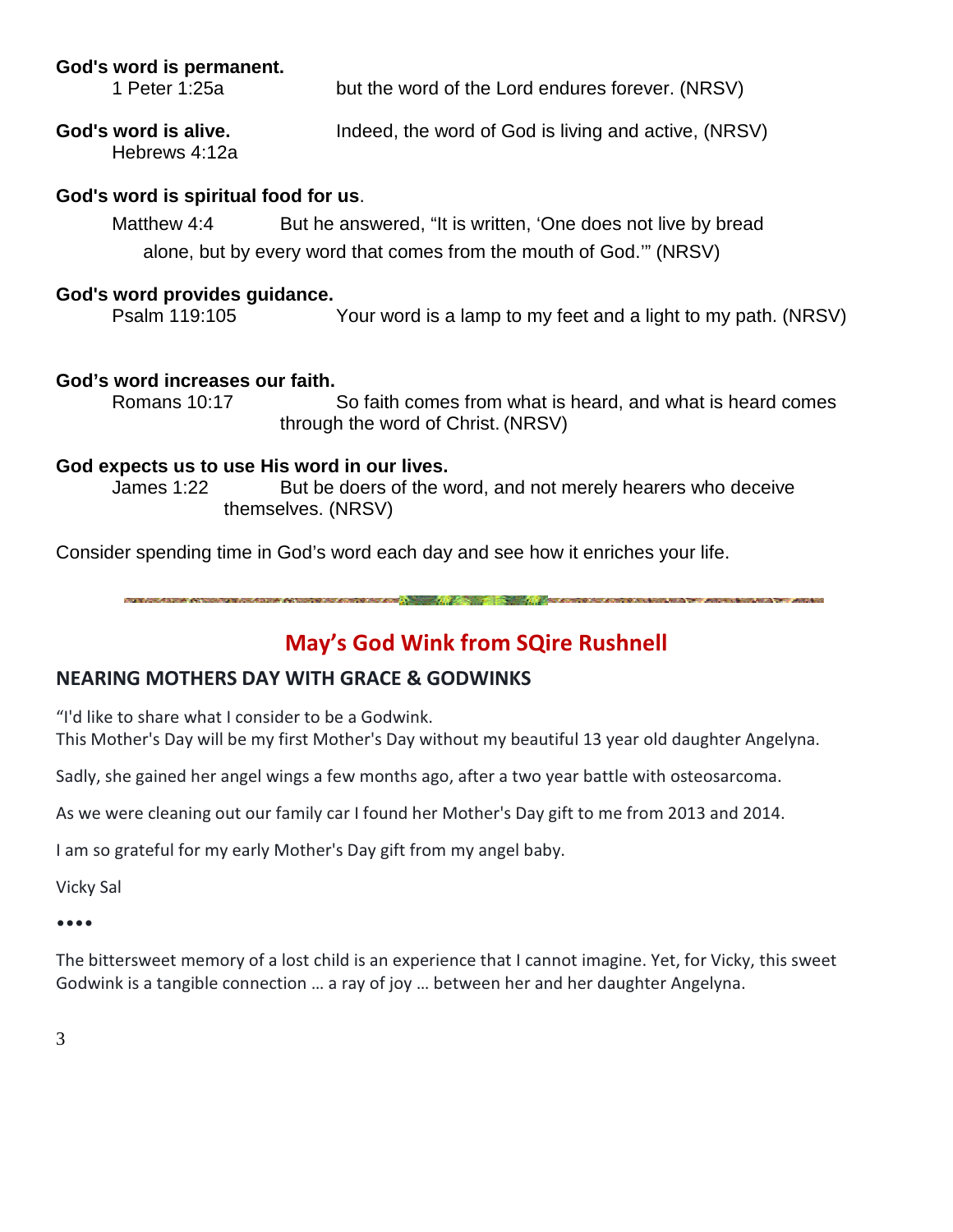**God's word is permanent.**

1 Peter 1:25a — but the word of the Lord endures forever. (NRSV)

**God's word is alive.**

Hebrews 4:12a — Indeed, the word of God is living and active, (NRSV)

**God's word is spiritual food for us**.

Matthew 4:4 — But he answered, "It is written, 'One does not live by bread alone, but by every word that comes from the mouth of God.'" (NRSV)

**God's word provides guidance.**

Psalm 119:105 — Your word is a lamp to my feet and a light to my path. (NRSV)

**God's word increases our faith.**

Romans 10:17 — So faith comes from what is heard, and what is heard comes through the word of Christ. (NRSV)

**God expects us to use His word in our lives.**

James 1:22 — But be doers of the word, and not merely hearers who deceive themselves. (NRSV)

Consider spending time in God's word each day and see how it enriches your life.

## May's God Wink from SQire Rushnell

### NEARING MOTHERS DAY WITH GRACE & GODWINKS

"I'd like to share what I consider to be a Godwink.
This Mother's Day will be my first Mother's Day without my beautiful 13 year old daughter Angelyna.

Sadly, she gained her angel wings a few months ago, after a two year battle with osteosarcoma.

As we were cleaning out our family car I found her Mother's Day gift to me from 2013 and 2014.

I am so grateful for my early Mother's Day gift from my angel baby.

Vicky Sal

••••

The bittersweet memory of a lost child is an experience that I cannot imagine. Yet, for Vicky, this sweet Godwink is a tangible connection … a ray of joy … between her and her daughter Angelyna.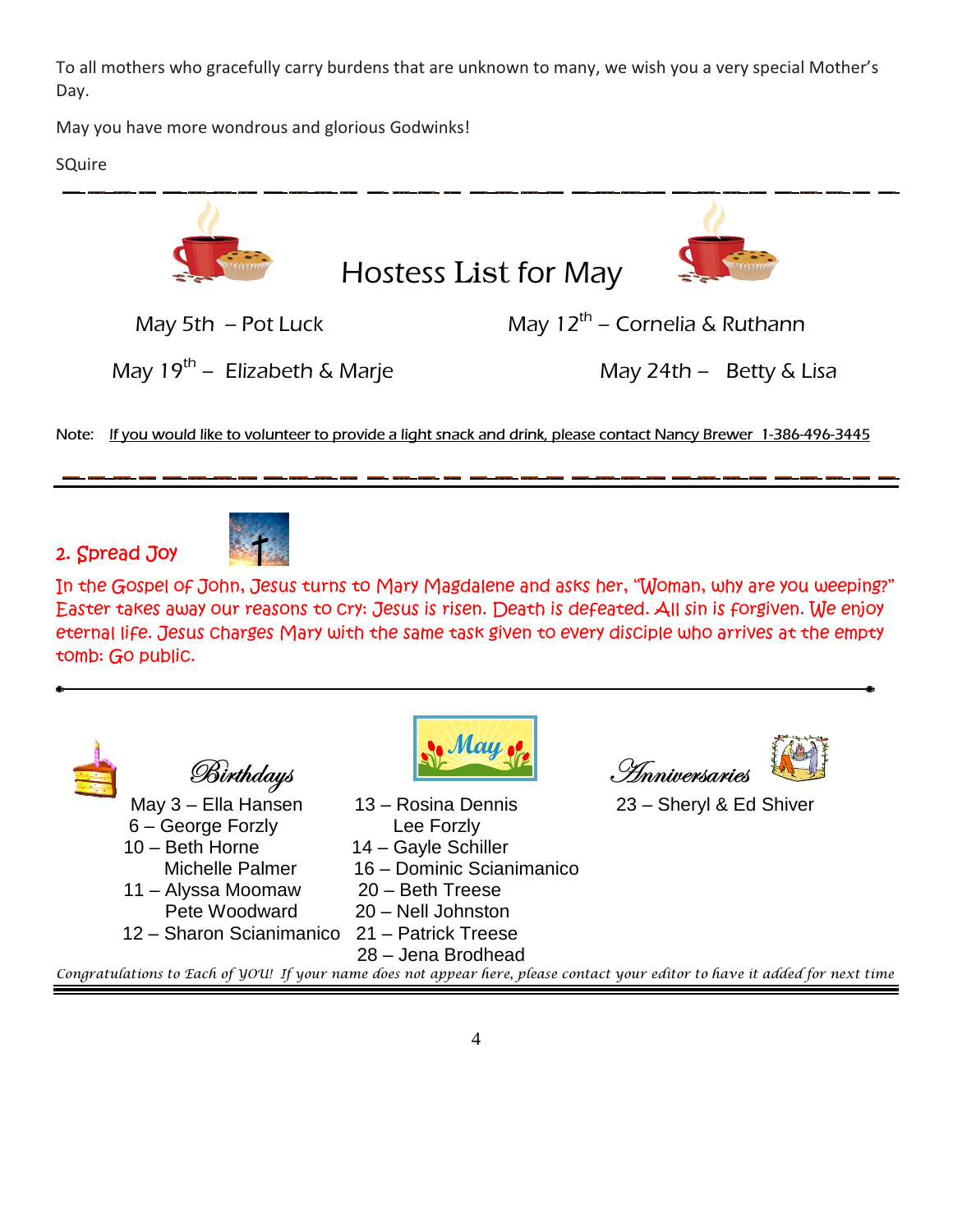To all mothers who gracefully carry burdens that are unknown to many, we wish you a very special Mother's Day.

May you have more wondrous and glorious Godwinks!

SQuire

## Hostess List for May

May 5th – Pot Luck

May 12th – Cornelia & Ruthann

May 19th – Elizabeth & Marje

May 24th – Betty & Lisa

Note: If you would like to volunteer to provide a light snack and drink, please contact Nancy Brewer 1-386-496-3445

## 2. Spread Joy

In the Gospel of John, Jesus turns to Mary Magdalene and asks her, "Woman, why are you weeping?" Easter takes away our reasons to cry: Jesus is risen. Death is defeated. All sin is forgiven. We enjoy eternal life. Jesus charges Mary with the same task given to every disciple who arrives at the empty tomb: Go public.

## May

### Birthdays

May 3 – Ella Hansen
6 – George Forzly
10 – Beth Horne
Michelle Palmer
11 – Alyssa Moomaw
Pete Woodward
12 – Sharon Scianimanico
13 – Rosina Dennis
Lee Forzly
14 – Gayle Schiller
16 – Dominic Scianimanico
20 – Beth Treese
20 – Nell Johnston
21 – Patrick Treese
28 – Jena Brodhead

### Anniversaries

23 – Sheryl & Ed Shiver

*Congratulations to Each of YOU! If your name does not appear here, please contact your editor to have it added for next time*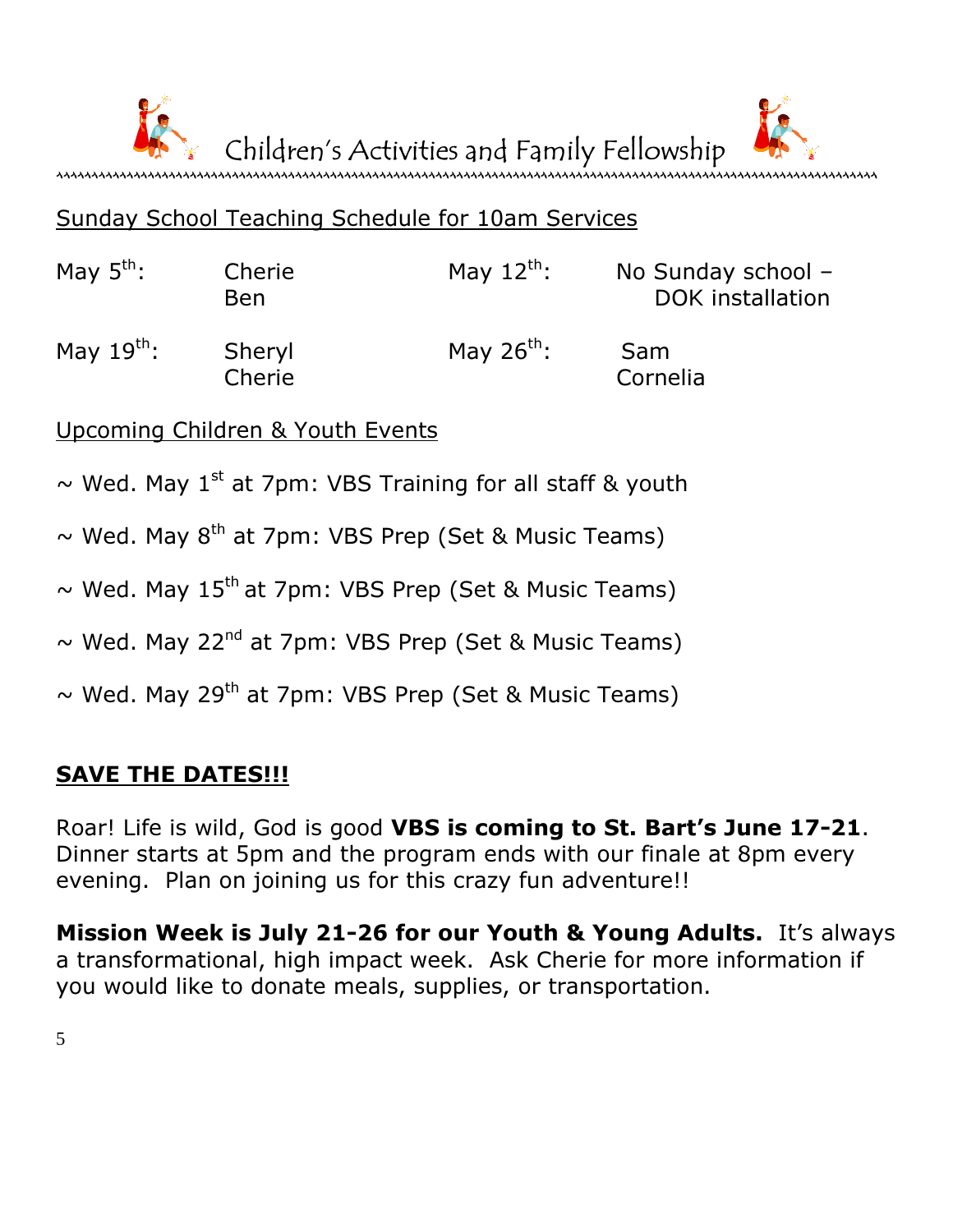# Children's Activities and Family Fellowship

Sunday School Teaching Schedule for 10am Services

| | | | |
|---|---|---|---|
| May 5th: | Cherie<br>Ben | May 12th: | No Sunday school – DOK installation |
| May 19th: | Sheryl<br>Cherie | May 26th: | Sam<br>Cornelia |

Upcoming Children & Youth Events

~ Wed. May 1st at 7pm: VBS Training for all staff & youth

~ Wed. May 8th at 7pm: VBS Prep (Set & Music Teams)

~ Wed. May 15th at 7pm: VBS Prep (Set & Music Teams)

~ Wed. May 22nd at 7pm: VBS Prep (Set & Music Teams)

~ Wed. May 29th at 7pm: VBS Prep (Set & Music Teams)

## SAVE THE DATES!!!

Roar! Life is wild, God is good **VBS is coming to St. Bart's June 17-21**. Dinner starts at 5pm and the program ends with our finale at 8pm every evening. Plan on joining us for this crazy fun adventure!!

**Mission Week is July 21-26 for our Youth & Young Adults.** It's always a transformational, high impact week. Ask Cherie for more information if you would like to donate meals, supplies, or transportation.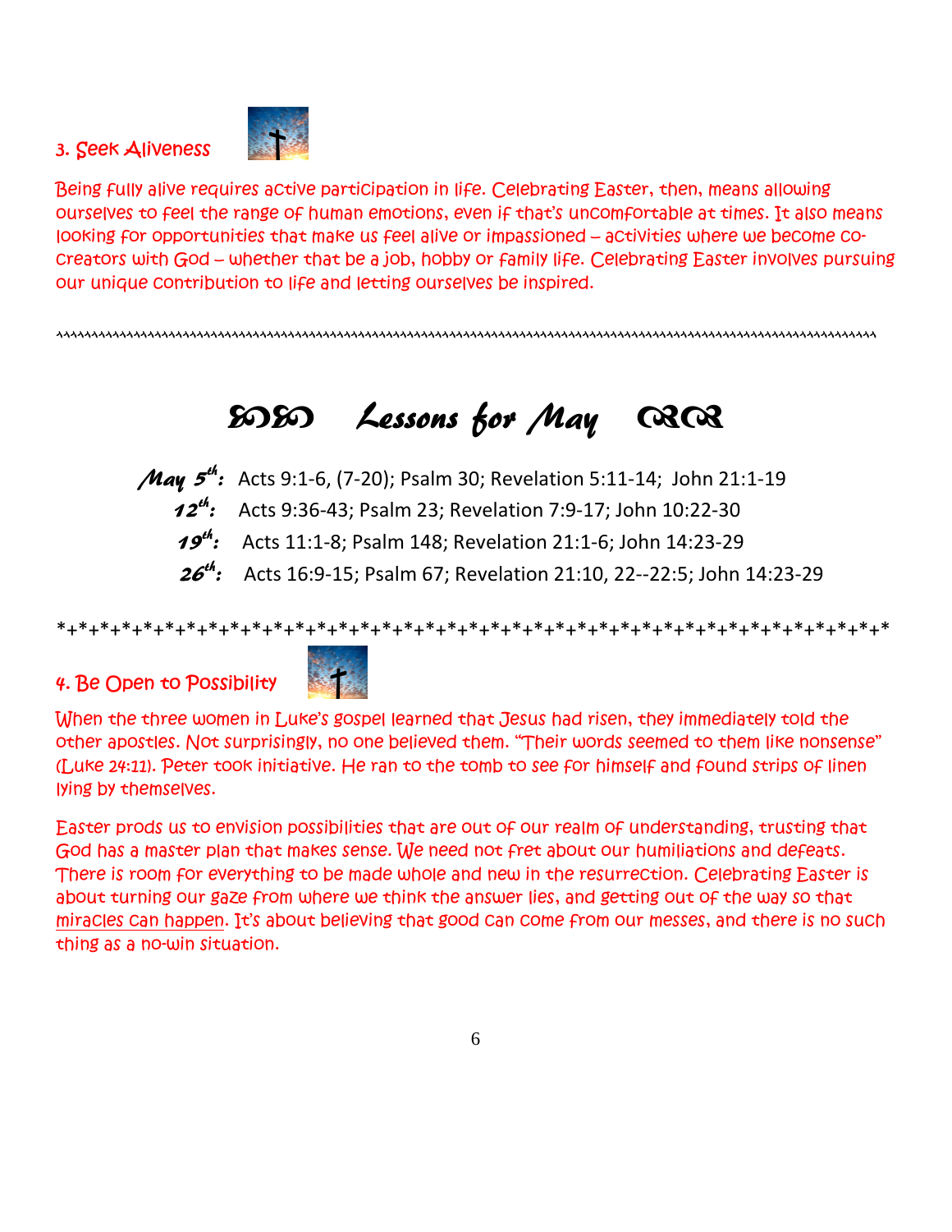### 3. Seek Aliveness

Being fully alive requires active participation in life. Celebrating Easter, then, means allowing ourselves to feel the range of human emotions, even if that's uncomfortable at times. It also means looking for opportunities that make us feel alive or impassioned – activities where we become co-creators with God – whether that be a job, hobby or family life. Celebrating Easter involves pursuing our unique contribution to life and letting ourselves be inspired.

^^^^^^^^^^^^^^^^^^^^^^^^^^^^^^^^^^^^^^^^^^^^^^^^^^^^^^^^^^^^^^^^^^^^^^^^^^^^^^^^^^^^^^^^^^^^^^^^^^^^^^^^^^^^^^^^^^^^^^^^^^^^^^^^

## ꙮꙮ *Lessons for May* ꙮꙮ

***May 5th:*** Acts 9:1-6, (7-20); Psalm 30; Revelation 5:11-14; John 21:1-19

***12th:*** Acts 9:36-43; Psalm 23; Revelation 7:9-17; John 10:22-30

***19th:*** Acts 11:1-8; Psalm 148; Revelation 21:1-6; John 14:23-29

***26th:*** Acts 16:9-15; Psalm 67; Revelation 21:10, 22--22:5; John 14:23-29

*+*+*+*+*+*+*+*+*+*+*+*+*+*+*+*+*+*+*+*+*+*+*+*+*+*+*+*+*+*+*+*+*+*+*+*+*+*+*+*+*+*+*+*+*+*+*+*+*+*+*

### 4. Be Open to Possibility

When the three women in Luke's gospel learned that Jesus had risen, they immediately told the other apostles. Not surprisingly, no one believed them. "Their words seemed to them like nonsense" (Luke 24:11). Peter took initiative. He ran to the tomb to see for himself and found strips of linen lying by themselves.

Easter prods us to envision possibilities that are out of our realm of understanding, trusting that God has a master plan that makes sense. We need not fret about our humiliations and defeats. There is room for everything to be made whole and new in the resurrection. Celebrating Easter is about turning our gaze from where we think the answer lies, and getting out of the way so that miracles can happen. It's about believing that good can come from our messes, and there is no such thing as a no-win situation.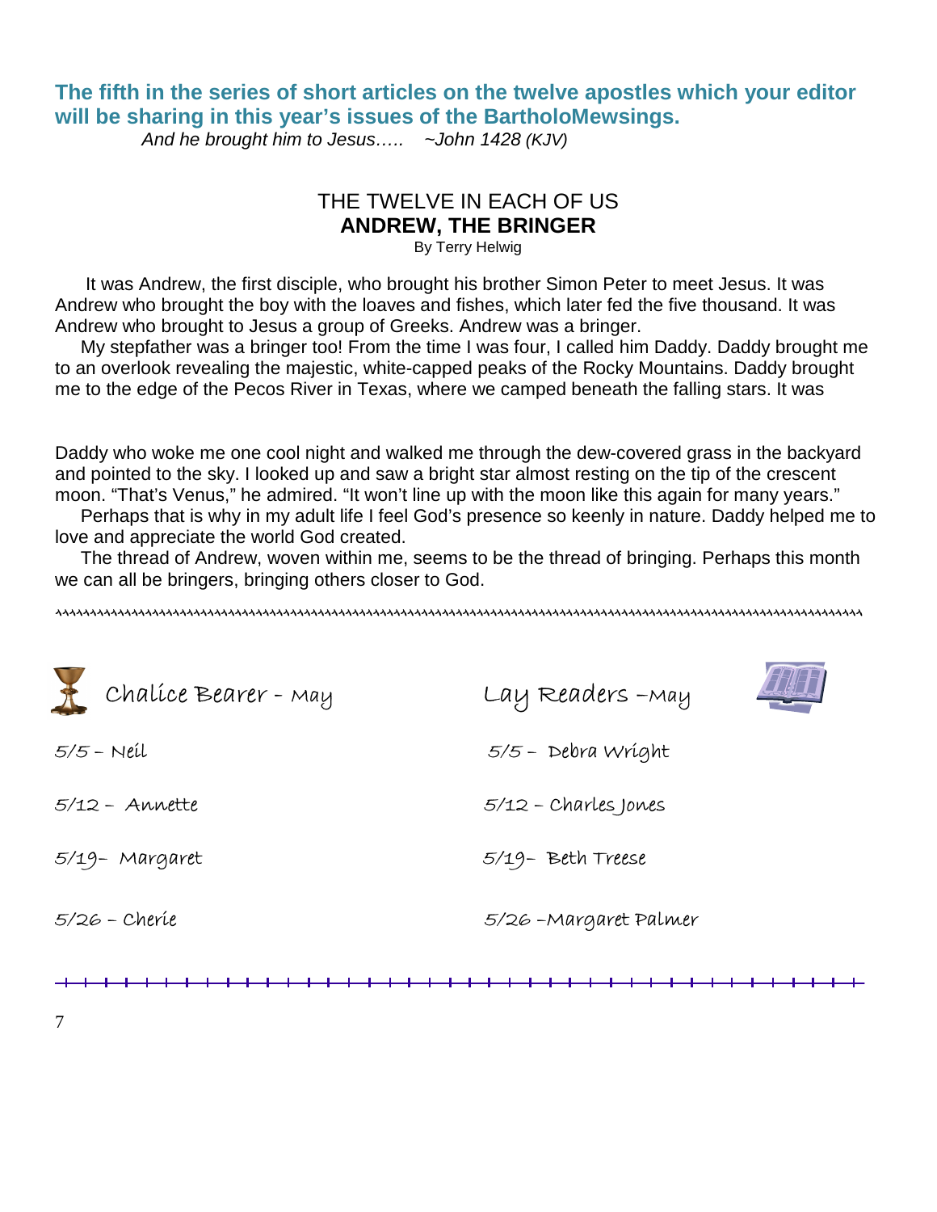**The fifth in the series of short articles on the twelve apostles which your editor will be sharing in this year's issues of the BartholoMewsings.**

*And he brought him to Jesus….. ~John 1428 (KJV)*

## THE TWELVE IN EACH OF US
## **ANDREW, THE BRINGER**

By Terry Helwig

It was Andrew, the first disciple, who brought his brother Simon Peter to meet Jesus. It was Andrew who brought the boy with the loaves and fishes, which later fed the five thousand. It was Andrew who brought to Jesus a group of Greeks. Andrew was a bringer.

My stepfather was a bringer too! From the time I was four, I called him Daddy. Daddy brought me to an overlook revealing the majestic, white-capped peaks of the Rocky Mountains. Daddy brought me to the edge of the Pecos River in Texas, where we camped beneath the falling stars. It was Daddy who woke me one cool night and walked me through the dew-covered grass in the backyard and pointed to the sky. I looked up and saw a bright star almost resting on the tip of the crescent moon. "That's Venus," he admired. "It won't line up with the moon like this again for many years."

Perhaps that is why in my adult life I feel God's presence so keenly in nature. Daddy helped me to love and appreciate the world God created.

The thread of Andrew, woven within me, seems to be the thread of bringing. Perhaps this month we can all be bringers, bringing others closer to God.

---

| Chalice Bearer - May | Lay Readers –May |
|---|---|
| 5/5 – Neil | 5/5 – Debra Wright |
| 5/12 – Annette | 5/12 – Charles Jones |
| 5/19– Margaret | 5/19– Beth Treese |
| 5/26 – Cherie | 5/26 –Margaret Palmer |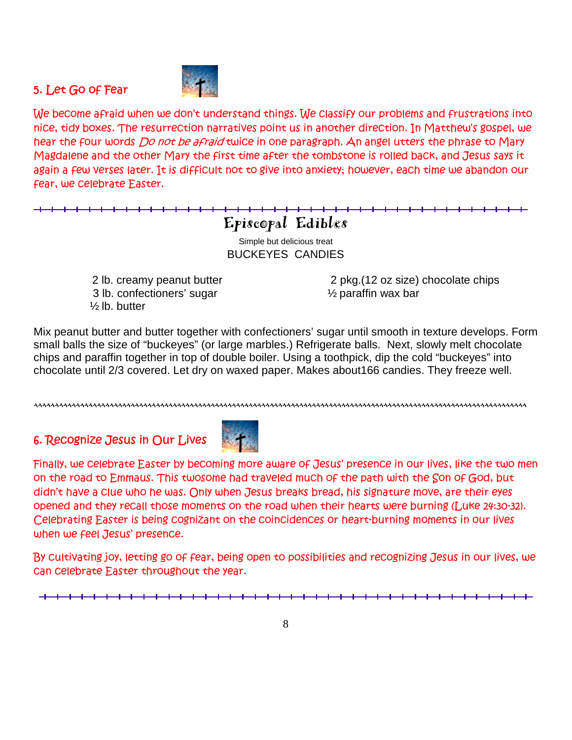## 5. Let Go of Fear

We become afraid when we don't understand things. We classify our problems and frustrations into nice, tidy boxes. The resurrection narratives point us in another direction. In Matthew's gospel, we hear the four words *Do not be afraid* twice in one paragraph. An angel utters the phrase to Mary Magdalene and the other Mary the first time after the tombstone is rolled back, and Jesus says it again a few verses later. It is difficult not to give into anxiety; however, each time we abandon our fear, we celebrate Easter.

---

## Episcopal Edibles

Simple but delicious treat

BUCKEYES CANDIES

- 2 lb. creamy peanut butter
- 3 lb. confectioners' sugar
- ½ lb. butter
- 2 pkg.(12 oz size) chocolate chips
- ½ paraffin wax bar

Mix peanut butter and butter together with confectioners' sugar until smooth in texture develops. Form small balls the size of "buckeyes" (or large marbles.) Refrigerate balls. Next, slowly melt chocolate chips and paraffin together in top of double boiler. Using a toothpick, dip the cold "buckeyes" into chocolate until 2/3 covered. Let dry on waxed paper. Makes about166 candies. They freeze well.

---

## 6. Recognize Jesus in Our Lives

Finally, we celebrate Easter by becoming more aware of Jesus' presence in our lives, like the two men on the road to Emmaus. This twosome had traveled much of the path with the Son of God, but didn't have a clue who he was. Only when Jesus breaks bread, his signature move, are their eyes opened and they recall those moments on the road when their hearts were burning (Luke 24:30-32). Celebrating Easter is being cognizant on the coincidences or heart-burning moments in our lives when we feel Jesus' presence.

By cultivating joy, letting go of fear, being open to possibilities and recognizing Jesus in our lives, we can celebrate Easter throughout the year.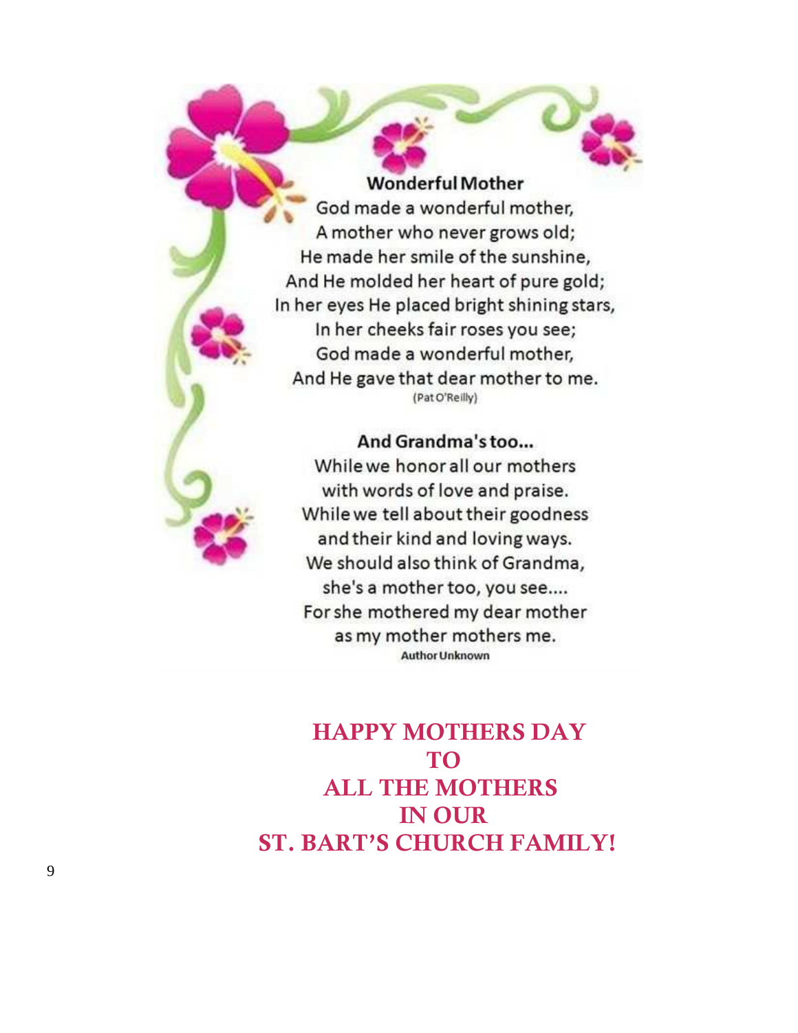**Wonderful Mother**

God made a wonderful mother,
A mother who never grows old;
He made her smile of the sunshine,
And He molded her heart of pure gold;
In her eyes He placed bright shining stars,
In her cheeks fair roses you see;
God made a wonderful mother,
And He gave that dear mother to me.

(Pat O'Reilly)

**And Grandma's too...**

While we honor all our mothers
with words of love and praise.
While we tell about their goodness
and their kind and loving ways.
We should also think of Grandma,
she's a mother too, you see....
For she mothered my dear mother
as my mother mothers me.

**Author Unknown**

**HAPPY MOTHERS DAY**
**TO**
**ALL THE MOTHERS**
**IN OUR**
**ST. BART'S CHURCH FAMILY!**